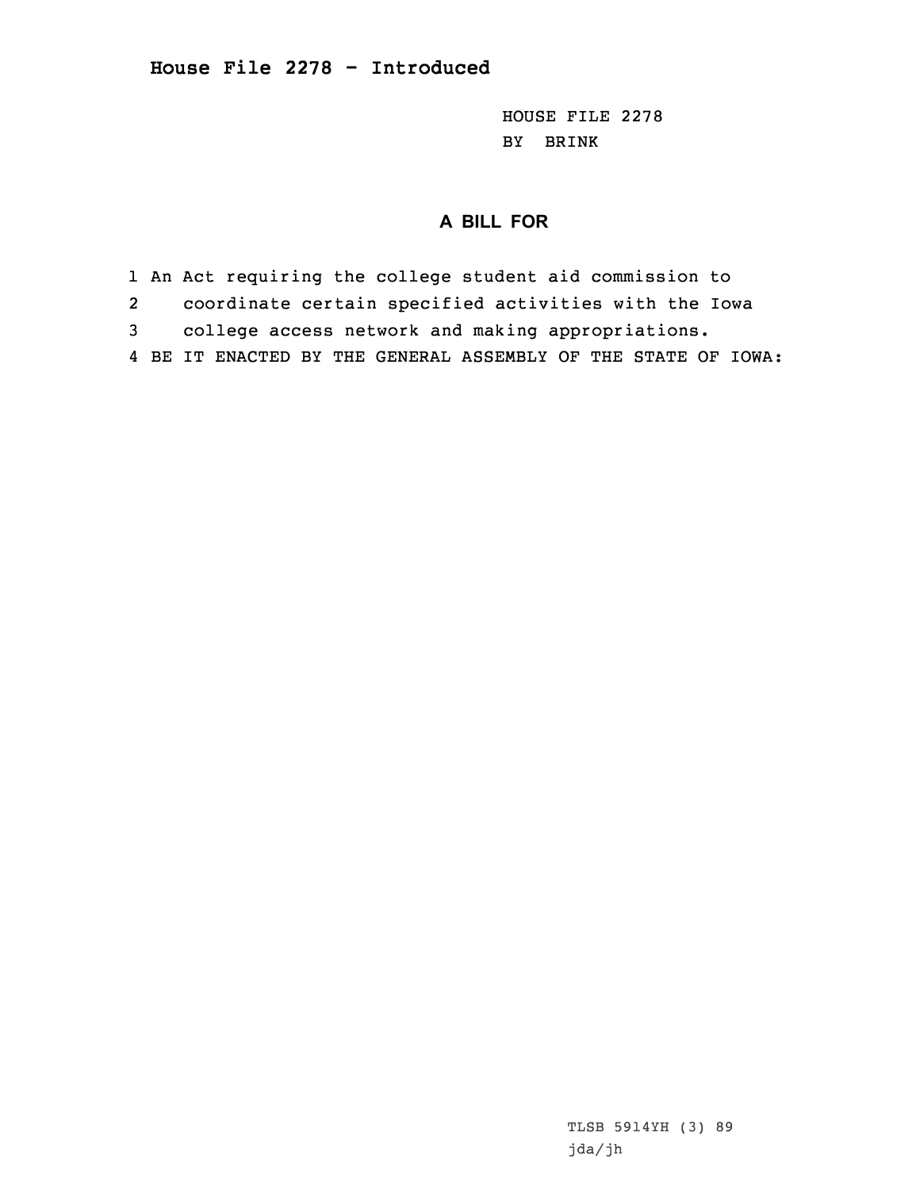## House File 2278 - Introduced

HOUSE FILE 2278
BY BRINK

### A BILL FOR

1 An Act requiring the college student aid commission to
2 coordinate certain specified activities with the Iowa
3 college access network and making appropriations.
4 BE IT ENACTED BY THE GENERAL ASSEMBLY OF THE STATE OF IOWA:

TLSB 5914YH (3) 89
jda/jh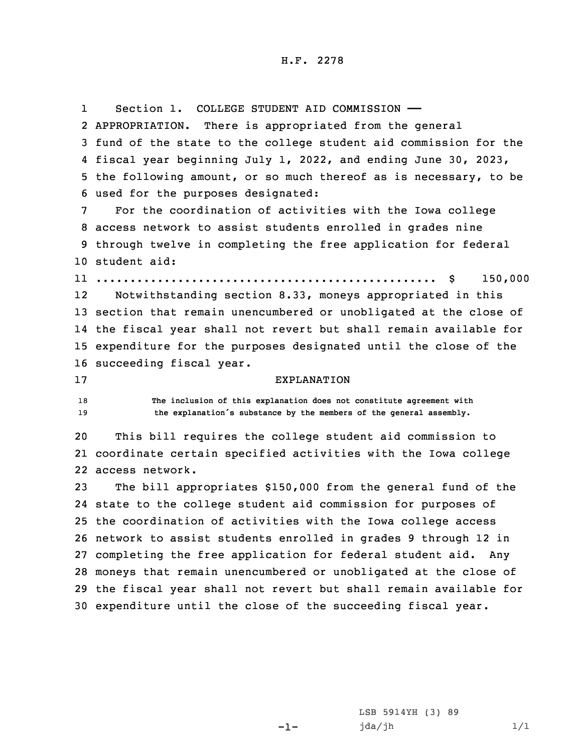H.F. 2278

Section 1. COLLEGE STUDENT AID COMMISSION —— APPROPRIATION. There is appropriated from the general fund of the state to the college student aid commission for the fiscal year beginning July 1, 2022, and ending June 30, 2023, the following amount, or so much thereof as is necessary, to be used for the purposes designated:

For the coordination of activities with the Iowa college access network to assist students enrolled in grades nine through twelve in completing the free application for federal student aid:

.................................................. $ 150,000

Notwithstanding section 8.33, moneys appropriated in this section that remain unencumbered or unobligated at the close of the fiscal year shall not revert but shall remain available for expenditure for the purposes designated until the close of the succeeding fiscal year.

EXPLANATION

The inclusion of this explanation does not constitute agreement with the explanation's substance by the members of the general assembly.

This bill requires the college student aid commission to coordinate certain specified activities with the Iowa college access network.

The bill appropriates $150,000 from the general fund of the state to the college student aid commission for purposes of the coordination of activities with the Iowa college access network to assist students enrolled in grades 9 through 12 in completing the free application for federal student aid. Any moneys that remain unencumbered or unobligated at the close of the fiscal year shall not revert but shall remain available for expenditure until the close of the succeeding fiscal year.

LSB 5914YH (3) 89

jda/jh